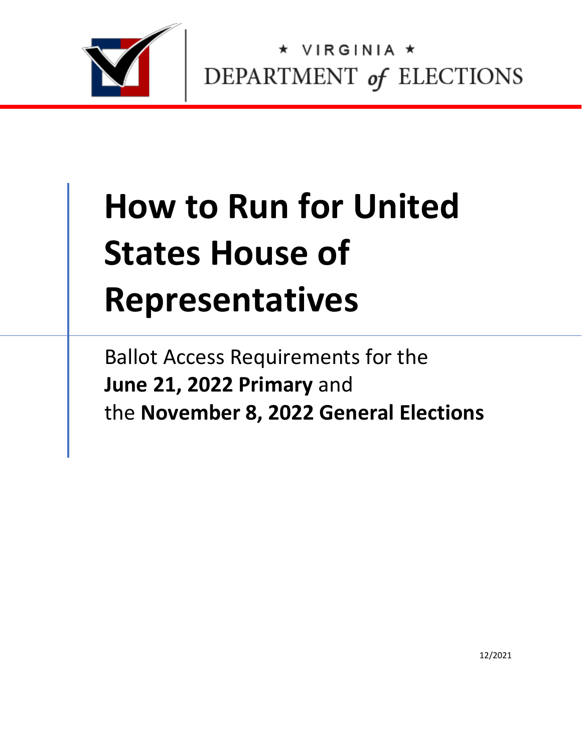★ VIRGINIA ★
DEPARTMENT *of* ELECTIONS

# How to Run for United States House of Representatives

Ballot Access Requirements for the **June 21, 2022 Primary** and the **November 8, 2022 General Elections**

12/2021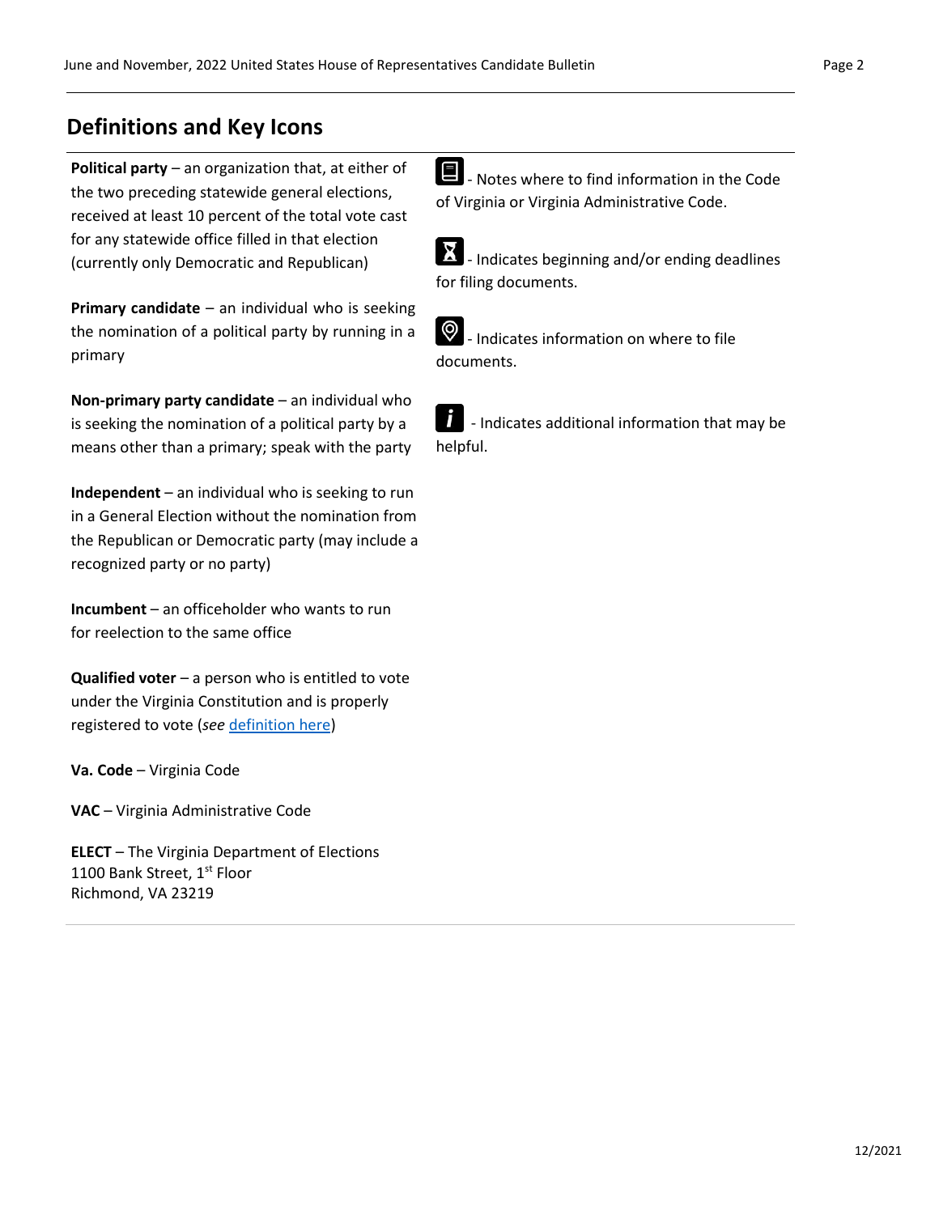## Definitions and Key Icons

**Political party** – an organization that, at either of the two preceding statewide general elections, received at least 10 percent of the total vote cast for any statewide office filled in that election (currently only Democratic and Republican)

**Primary candidate** – an individual who is seeking the nomination of a political party by running in a primary

**Non-primary party candidate** – an individual who is seeking the nomination of a political party by a means other than a primary; speak with the party

**Independent** – an individual who is seeking to run in a General Election without the nomination from the Republican or Democratic party (may include a recognized party or no party)

**Incumbent** – an officeholder who wants to run for reelection to the same office

**Qualified voter** – a person who is entitled to vote under the Virginia Constitution and is properly registered to vote (*see* definition here)

**Va. Code** – Virginia Code

**VAC** – Virginia Administrative Code

**ELECT** – The Virginia Department of Elections
1100 Bank Street, 1st Floor
Richmond, VA 23219

- Notes where to find information in the Code of Virginia or Virginia Administrative Code.

- Indicates beginning and/or ending deadlines for filing documents.

- Indicates information on where to file documents.

- Indicates additional information that may be helpful.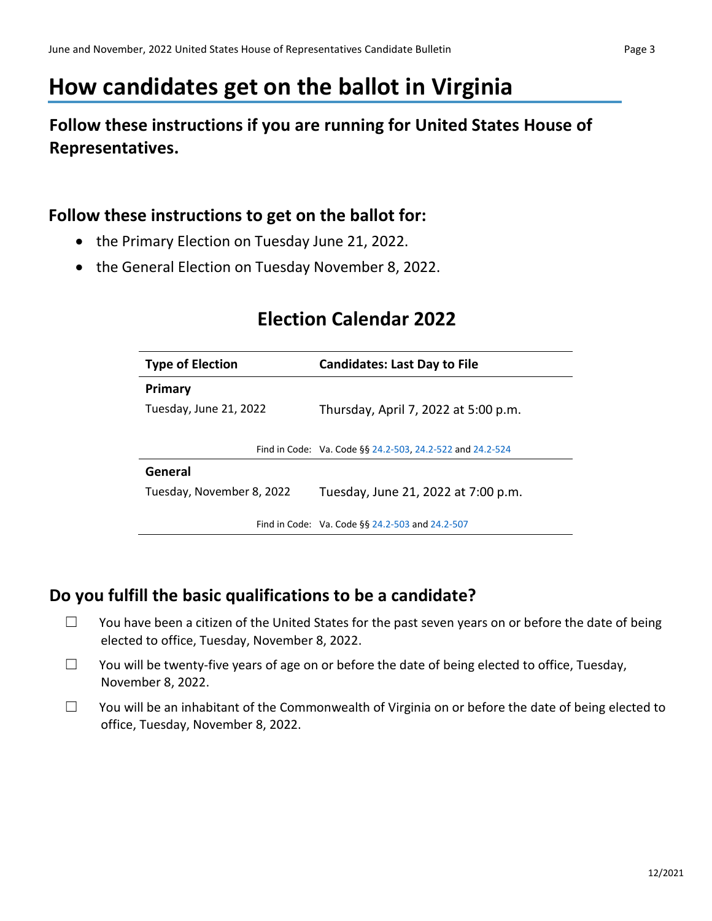# How candidates get on the ballot in Virginia

**Follow these instructions if you are running for United States House of Representatives.**

### Follow these instructions to get on the ballot for:

- the Primary Election on Tuesday June 21, 2022.
- the General Election on Tuesday November 8, 2022.

## Election Calendar 2022

| Type of Election | Candidates: Last Day to File |
|---|---|
| **Primary**<br>Tuesday, June 21, 2022 | Thursday, April 7, 2022 at 5:00 p.m. |
| Find in Code: | Va. Code §§ 24.2-503, 24.2-522 and 24.2-524 |
| **General**<br>Tuesday, November 8, 2022 | Tuesday, June 21, 2022 at 7:00 p.m. |
| Find in Code: | Va. Code §§ 24.2-503 and 24.2-507 |

### Do you fulfill the basic qualifications to be a candidate?

☐ You have been a citizen of the United States for the past seven years on or before the date of being elected to office, Tuesday, November 8, 2022.

☐ You will be twenty-five years of age on or before the date of being elected to office, Tuesday, November 8, 2022.

☐ You will be an inhabitant of the Commonwealth of Virginia on or before the date of being elected to office, Tuesday, November 8, 2022.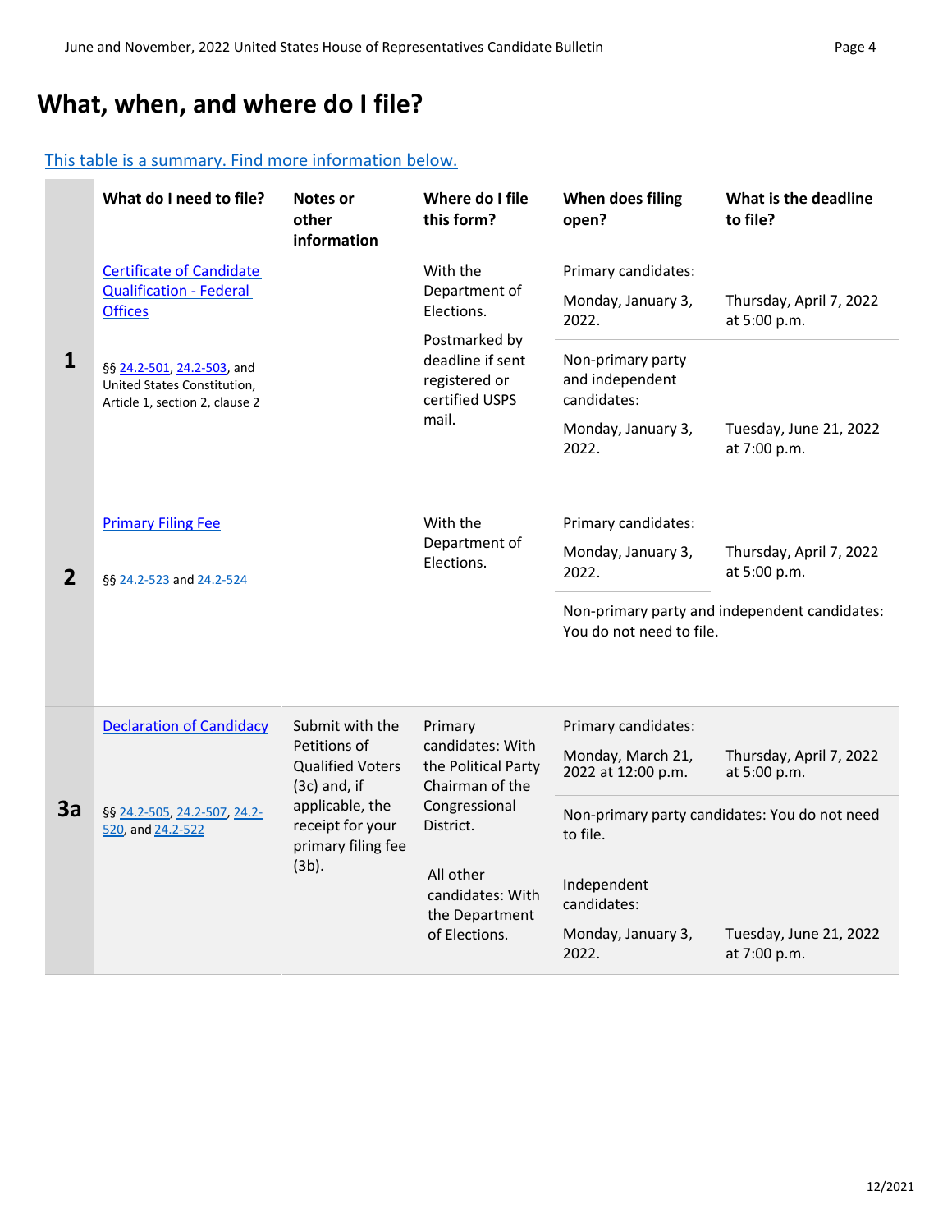# What, when, and where do I file?

[This table is a summary. Find more information below.]

| | What do I need to file? | Notes or other information | Where do I file this form? | When does filing open? | What is the deadline to file? |
|---|---|---|---|---|---|
| **1** | [Certificate of Candidate Qualification - Federal Offices] §§ 24.2-501, 24.2-503, and United States Constitution, Article 1, section 2, clause 2 | | With the Department of Elections. Postmarked by deadline if sent registered or certified USPS mail. | Primary candidates: Monday, January 3, 2022. | Thursday, April 7, 2022 at 5:00 p.m. |
| | | | | Non-primary party and independent candidates: Monday, January 3, 2022. | Tuesday, June 21, 2022 at 7:00 p.m. |
| **2** | [Primary Filing Fee] §§ 24.2-523 and 24.2-524 | | With the Department of Elections. | Primary candidates: Monday, January 3, 2022. | Thursday, April 7, 2022 at 5:00 p.m. |
| | | | | Non-primary party and independent candidates: You do not need to file. | |
| **3a** | [Declaration of Candidacy] §§ 24.2-505, 24.2-507, 24.2-520, and 24.2-522 | Submit with the Petitions of Qualified Voters (3c) and, if applicable, the receipt for your primary filing fee (3b). | Primary candidates: With the Political Party Chairman of the Congressional District. | Primary candidates: Monday, March 21, 2022 at 12:00 p.m. | Thursday, April 7, 2022 at 5:00 p.m. |
| | | | | Non-primary party candidates: You do not need to file. | |
| | | | All other candidates: With the Department of Elections. | Independent candidates: Monday, January 3, 2022. | Tuesday, June 21, 2022 at 7:00 p.m. |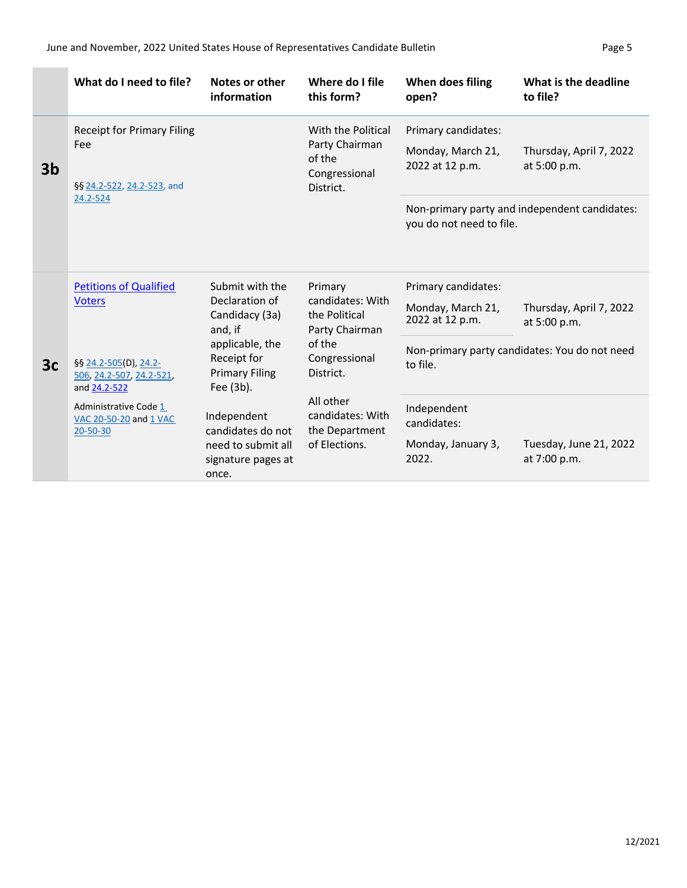| | What do I need to file? | Notes or other information | Where do I file this form? | When does filing open? | What is the deadline to file? |
|---|---|---|---|---|---|
| **3b** | Receipt for Primary Filing Fee<br><br>§§ 24.2-522, 24.2-523, and 24.2-524 | | With the Political Party Chairman of the Congressional District. | Primary candidates:<br>Monday, March 21, 2022 at 12 p.m. | Thursday, April 7, 2022 at 5:00 p.m. |
| | | | | Non-primary party and independent candidates: you do not need to file. | |
| **3c** | Petitions of Qualified Voters<br><br>§§ 24.2-505(D), 24.2-506, 24.2-507, 24.2-521, and 24.2-522<br><br>Administrative Code 1 VAC 20-50-20 and 1 VAC 20-50-30 | Submit with the Declaration of Candidacy (3a) and, if applicable, the Receipt for Primary Filing Fee (3b).<br><br>Independent candidates do not need to submit all signature pages at once. | Primary candidates: With the Political Party Chairman of the Congressional District.<br><br>All other candidates: With the Department of Elections. | Primary candidates:<br>Monday, March 21, 2022 at 12 p.m. | Thursday, April 7, 2022 at 5:00 p.m. |
| | | | | Non-primary party candidates: You do not need to file. | |
| | | | | Independent candidates:<br>Monday, January 3, 2022. | Tuesday, June 21, 2022 at 7:00 p.m. |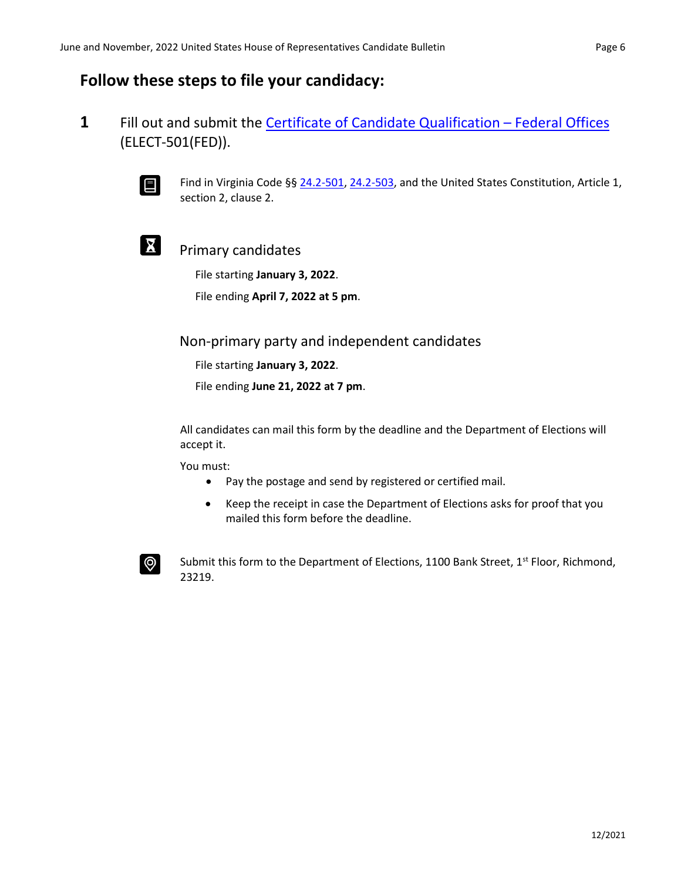## Follow these steps to file your candidacy:

**1** Fill out and submit the Certificate of Candidate Qualification – Federal Offices (ELECT-501(FED)).

Find in Virginia Code §§ 24.2-501, 24.2-503, and the United States Constitution, Article 1, section 2, clause 2.

### Primary candidates

File starting **January 3, 2022**.

File ending **April 7, 2022 at 5 pm**.

### Non-primary party and independent candidates

File starting **January 3, 2022**.

File ending **June 21, 2022 at 7 pm**.

All candidates can mail this form by the deadline and the Department of Elections will accept it.

You must:

- Pay the postage and send by registered or certified mail.
- Keep the receipt in case the Department of Elections asks for proof that you mailed this form before the deadline.

Submit this form to the Department of Elections, 1100 Bank Street, 1st Floor, Richmond, 23219.

12/2021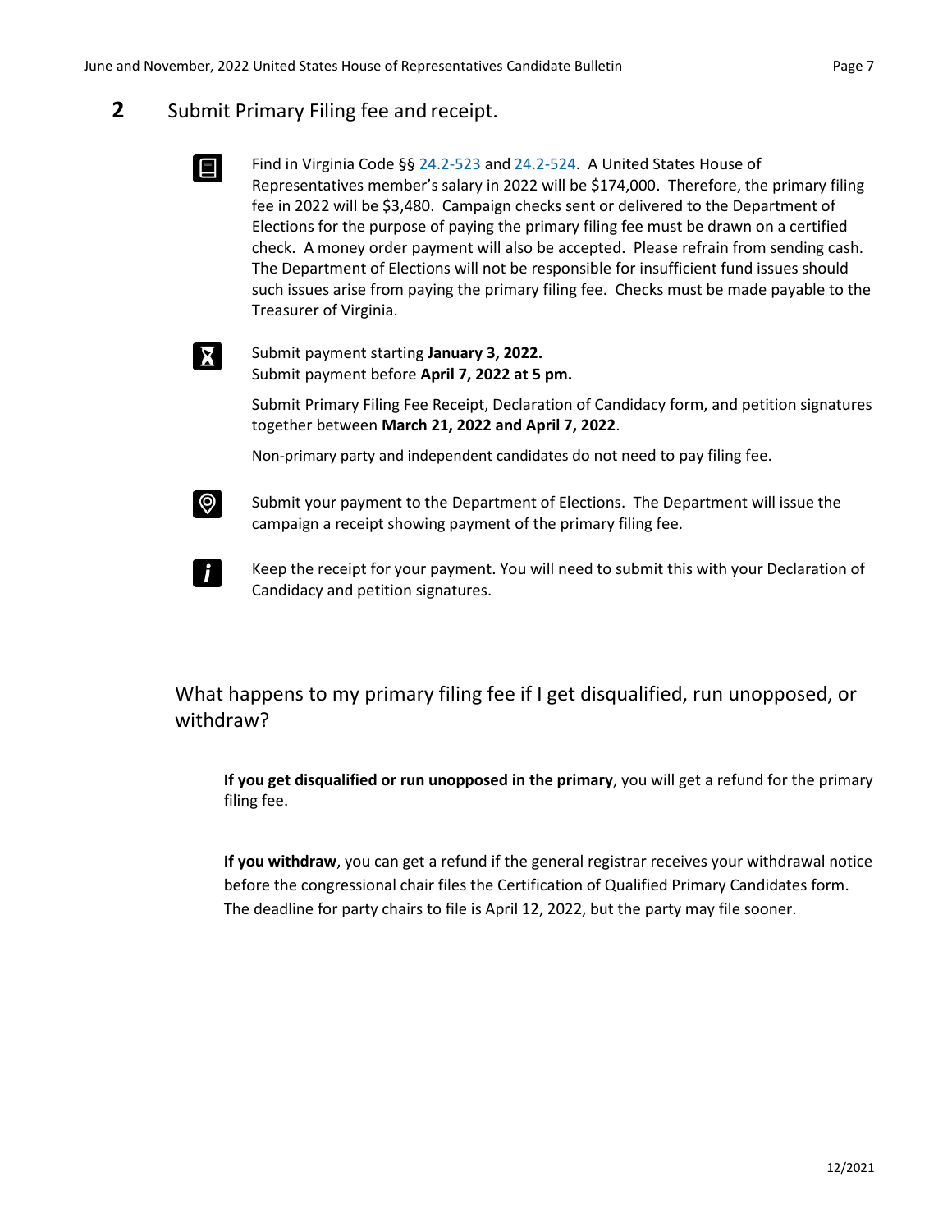## 2 Submit Primary Filing fee and receipt.

Find in Virginia Code §§ 24.2-523 and 24.2-524. A United States House of Representatives member's salary in 2022 will be $174,000. Therefore, the primary filing fee in 2022 will be $3,480. Campaign checks sent or delivered to the Department of Elections for the purpose of paying the primary filing fee must be drawn on a certified check. A money order payment will also be accepted. Please refrain from sending cash. The Department of Elections will not be responsible for insufficient fund issues should such issues arise from paying the primary filing fee. Checks must be made payable to the Treasurer of Virginia.

Submit payment starting **January 3, 2022.**
Submit payment before **April 7, 2022 at 5 pm.**

Submit Primary Filing Fee Receipt, Declaration of Candidacy form, and petition signatures together between **March 21, 2022 and April 7, 2022**.

Non-primary party and independent candidates do not need to pay filing fee.

Submit your payment to the Department of Elections. The Department will issue the campaign a receipt showing payment of the primary filing fee.

Keep the receipt for your payment. You will need to submit this with your Declaration of Candidacy and petition signatures.

### What happens to my primary filing fee if I get disqualified, run unopposed, or withdraw?

**If you get disqualified or run unopposed in the primary**, you will get a refund for the primary filing fee.

**If you withdraw**, you can get a refund if the general registrar receives your withdrawal notice before the congressional chair files the Certification of Qualified Primary Candidates form. The deadline for party chairs to file is April 12, 2022, but the party may file sooner.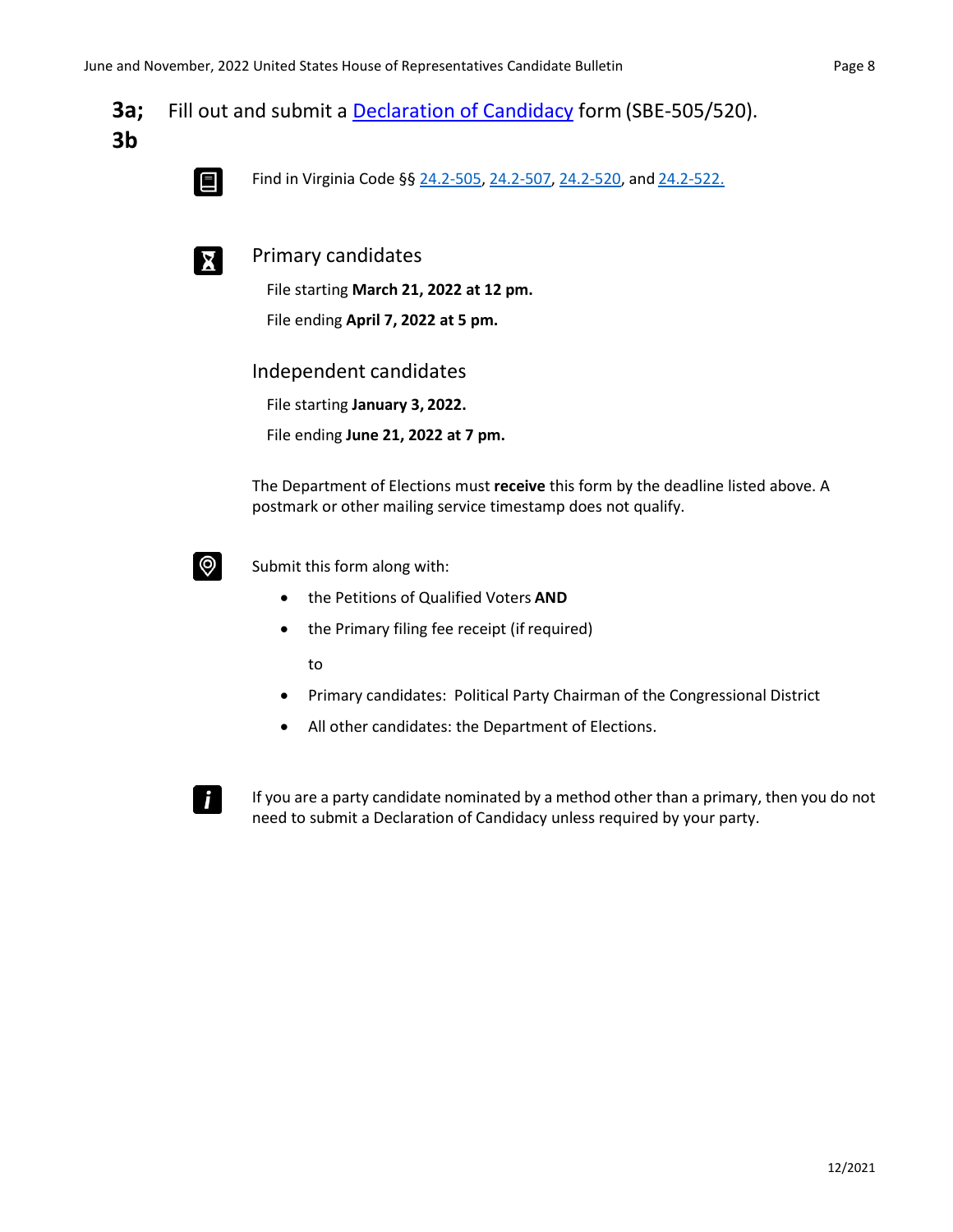## 3a; 3b Fill out and submit a Declaration of Candidacy form (SBE-505/520).

Find in Virginia Code §§ 24.2-505, 24.2-507, 24.2-520, and 24.2-522.

### Primary candidates

File starting **March 21, 2022 at 12 pm.**

File ending **April 7, 2022 at 5 pm.**

### Independent candidates

File starting **January 3, 2022.**

File ending **June 21, 2022 at 7 pm.**

The Department of Elections must **receive** this form by the deadline listed above. A postmark or other mailing service timestamp does not qualify.

Submit this form along with:

- the Petitions of Qualified Voters **AND**
- the Primary filing fee receipt (if required)

  to

- Primary candidates: Political Party Chairman of the Congressional District
- All other candidates: the Department of Elections.

If you are a party candidate nominated by a method other than a primary, then you do not need to submit a Declaration of Candidacy unless required by your party.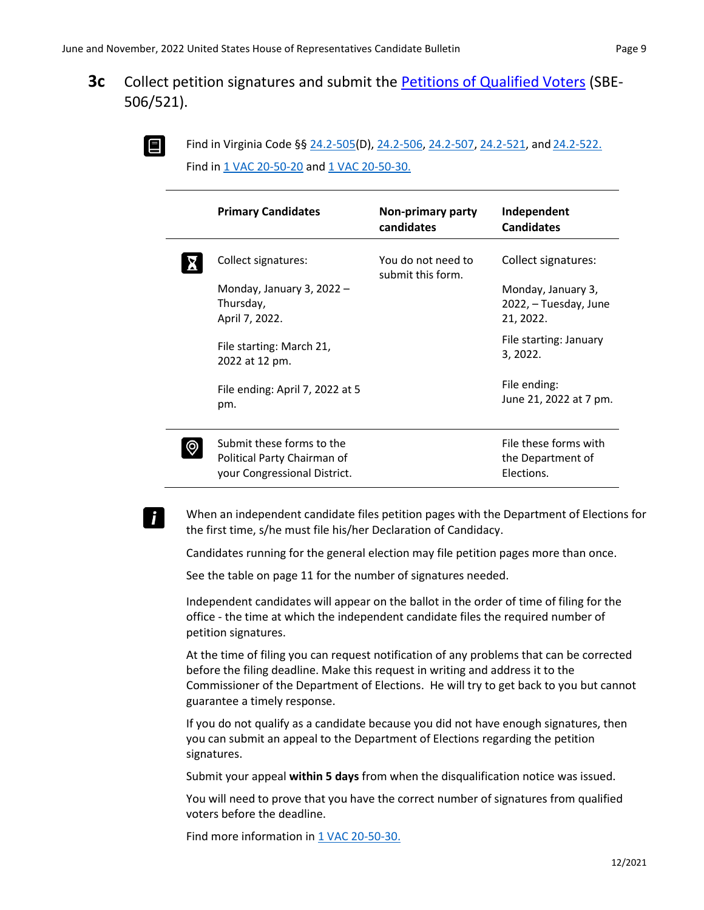## 3c Collect petition signatures and submit the Petitions of Qualified Voters (SBE-506/521).

Find in Virginia Code §§ 24.2-505(D), 24.2-506, 24.2-507, 24.2-521, and 24.2-522.

Find in 1 VAC 20-50-20 and 1 VAC 20-50-30.

| | Primary Candidates | Non-primary party candidates | Independent Candidates |
|---|---|---|---|
| | Collect signatures:<br><br>Monday, January 3, 2022 – Thursday, April 7, 2022.<br><br>File starting: March 21, 2022 at 12 pm.<br><br>File ending: April 7, 2022 at 5 pm. | You do not need to submit this form. | Collect signatures:<br><br>Monday, January 3, 2022, – Tuesday, June 21, 2022.<br><br>File starting: January 3, 2022.<br><br>File ending: June 21, 2022 at 7 pm. |
| | Submit these forms to the Political Party Chairman of your Congressional District. | | File these forms with the Department of Elections. |

When an independent candidate files petition pages with the Department of Elections for the first time, s/he must file his/her Declaration of Candidacy.

Candidates running for the general election may file petition pages more than once.

See the table on page 11 for the number of signatures needed.

Independent candidates will appear on the ballot in the order of time of filing for the office - the time at which the independent candidate files the required number of petition signatures.

At the time of filing you can request notification of any problems that can be corrected before the filing deadline. Make this request in writing and address it to the Commissioner of the Department of Elections. He will try to get back to you but cannot guarantee a timely response.

If you do not qualify as a candidate because you did not have enough signatures, then you can submit an appeal to the Department of Elections regarding the petition signatures.

Submit your appeal **within 5 days** from when the disqualification notice was issued.

You will need to prove that you have the correct number of signatures from qualified voters before the deadline.

Find more information in 1 VAC 20-50-30.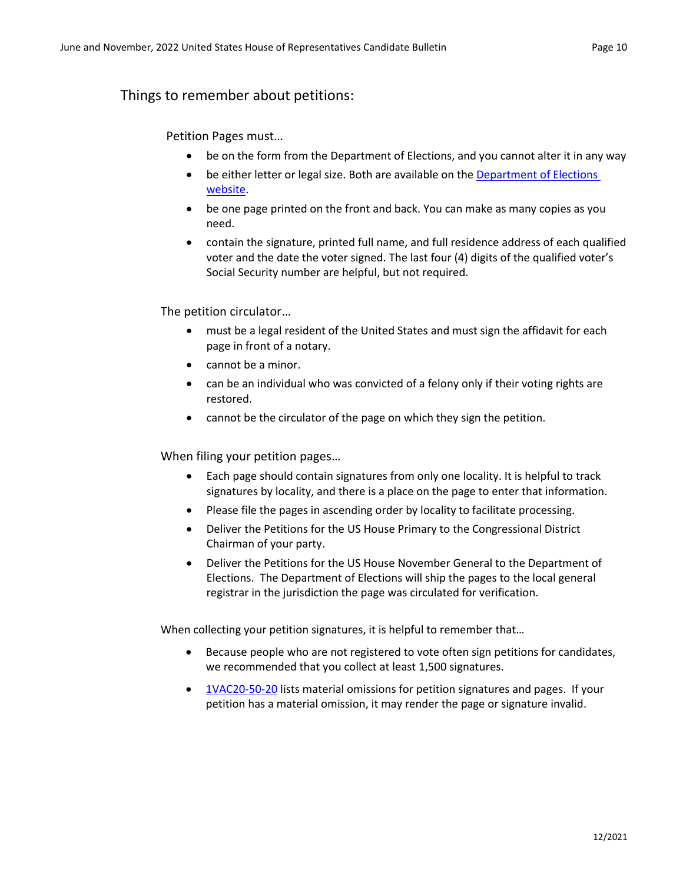## Things to remember about petitions:

Petition Pages must…

- be on the form from the Department of Elections, and you cannot alter it in any way
- be either letter or legal size. Both are available on the [Department of Elections website](#).
- be one page printed on the front and back. You can make as many copies as you need.
- contain the signature, printed full name, and full residence address of each qualified voter and the date the voter signed. The last four (4) digits of the qualified voter's Social Security number are helpful, but not required.

The petition circulator…

- must be a legal resident of the United States and must sign the affidavit for each page in front of a notary.
- cannot be a minor.
- can be an individual who was convicted of a felony only if their voting rights are restored.
- cannot be the circulator of the page on which they sign the petition.

When filing your petition pages…

- Each page should contain signatures from only one locality. It is helpful to track signatures by locality, and there is a place on the page to enter that information.
- Please file the pages in ascending order by locality to facilitate processing.
- Deliver the Petitions for the US House Primary to the Congressional District Chairman of your party.
- Deliver the Petitions for the US House November General to the Department of Elections. The Department of Elections will ship the pages to the local general registrar in the jurisdiction the page was circulated for verification.

When collecting your petition signatures, it is helpful to remember that…

- Because people who are not registered to vote often sign petitions for candidates, we recommended that you collect at least 1,500 signatures.
- [1VAC20-50-20](#) lists material omissions for petition signatures and pages. If your petition has a material omission, it may render the page or signature invalid.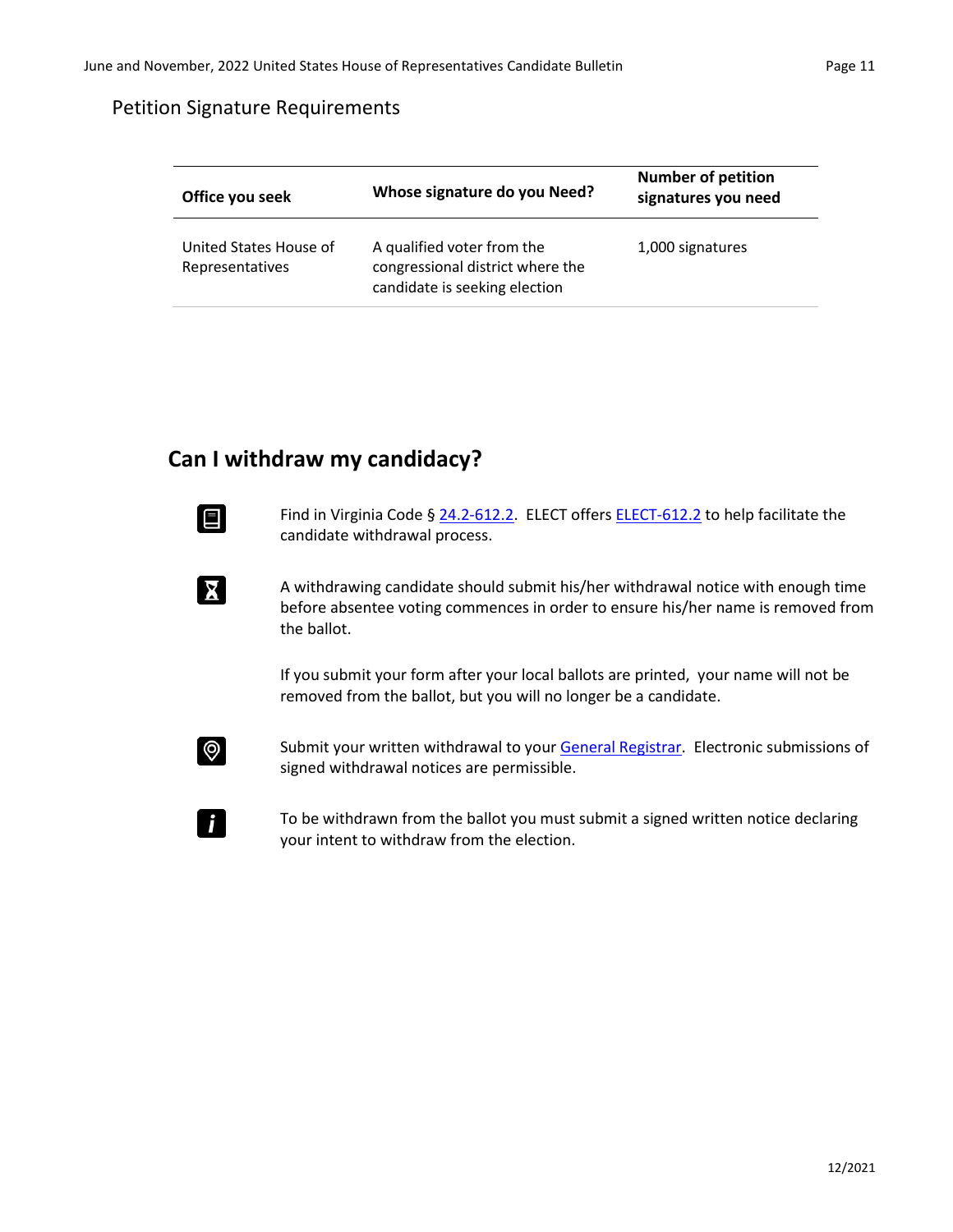## Petition Signature Requirements

| Office you seek | Whose signature do you Need? | Number of petition signatures you need |
|---|---|---|
| United States House of Representatives | A qualified voter from the congressional district where the candidate is seeking election | 1,000 signatures |

## Can I withdraw my candidacy?

Find in Virginia Code § 24.2-612.2. ELECT offers ELECT-612.2 to help facilitate the candidate withdrawal process.

A withdrawing candidate should submit his/her withdrawal notice with enough time before absentee voting commences in order to ensure his/her name is removed from the ballot.

If you submit your form after your local ballots are printed, your name will not be removed from the ballot, but you will no longer be a candidate.

Submit your written withdrawal to your General Registrar. Electronic submissions of signed withdrawal notices are permissible.

To be withdrawn from the ballot you must submit a signed written notice declaring your intent to withdraw from the election.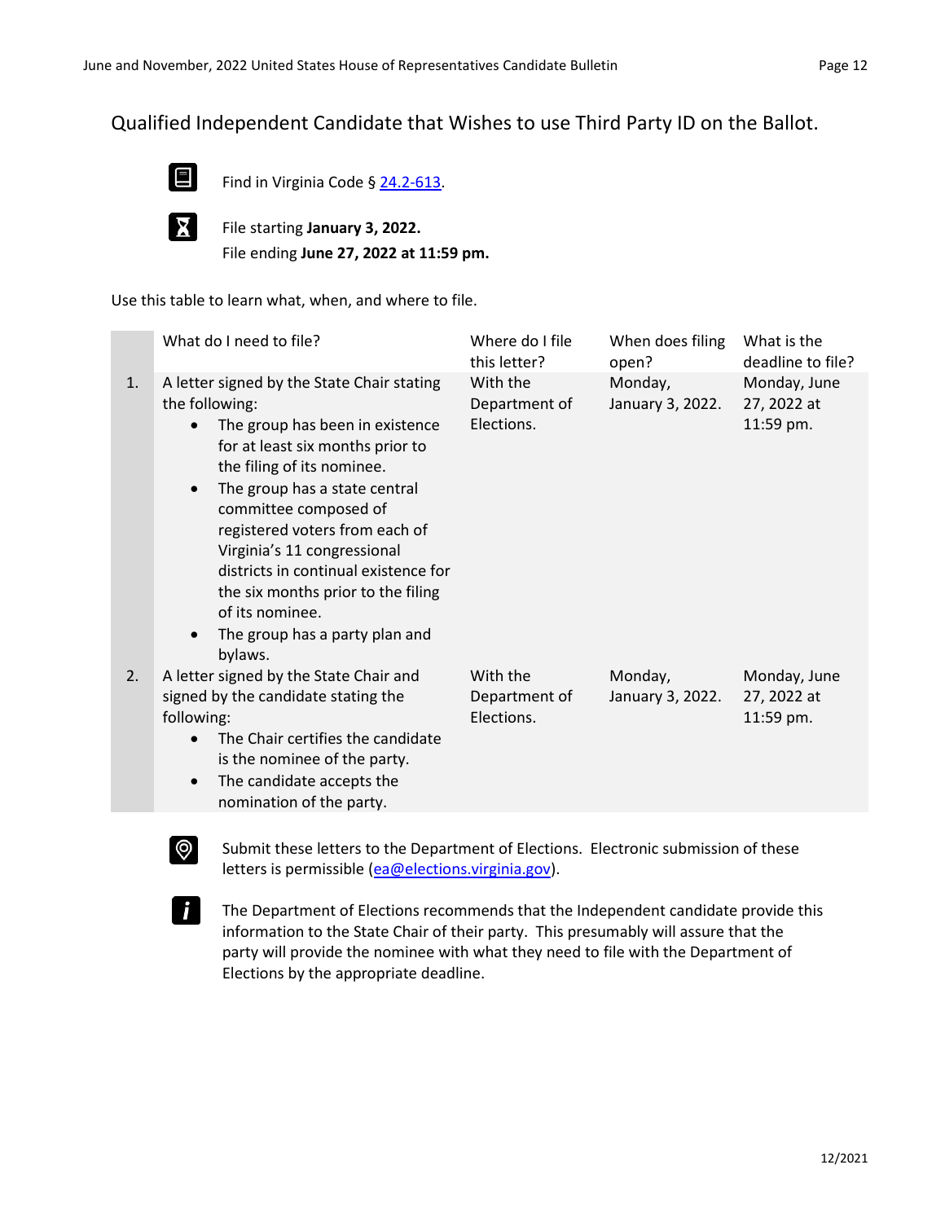## Qualified Independent Candidate that Wishes to use Third Party ID on the Ballot.

Find in Virginia Code § [24.2-613](24.2-613).

File starting **January 3, 2022.**
File ending **June 27, 2022 at 11:59 pm.**

Use this table to learn what, when, and where to file.

| | What do I need to file? | Where do I file this letter? | When does filing open? | What is the deadline to file? |
|---|---|---|---|---|
| 1. | A letter signed by the State Chair stating the following: <br>• The group has been in existence for at least six months prior to the filing of its nominee.<br>• The group has a state central committee composed of registered voters from each of Virginia's 11 congressional districts in continual existence for the six months prior to the filing of its nominee.<br>• The group has a party plan and bylaws. | With the Department of Elections. | Monday, January 3, 2022. | Monday, June 27, 2022 at 11:59 pm. |
| 2. | A letter signed by the State Chair and signed by the candidate stating the following:<br>• The Chair certifies the candidate is the nominee of the party.<br>• The candidate accepts the nomination of the party. | With the Department of Elections. | Monday, January 3, 2022. | Monday, June 27, 2022 at 11:59 pm. |

Submit these letters to the Department of Elections. Electronic submission of these letters is permissible (ea@elections.virginia.gov).

The Department of Elections recommends that the Independent candidate provide this information to the State Chair of their party. This presumably will assure that the party will provide the nominee with what they need to file with the Department of Elections by the appropriate deadline.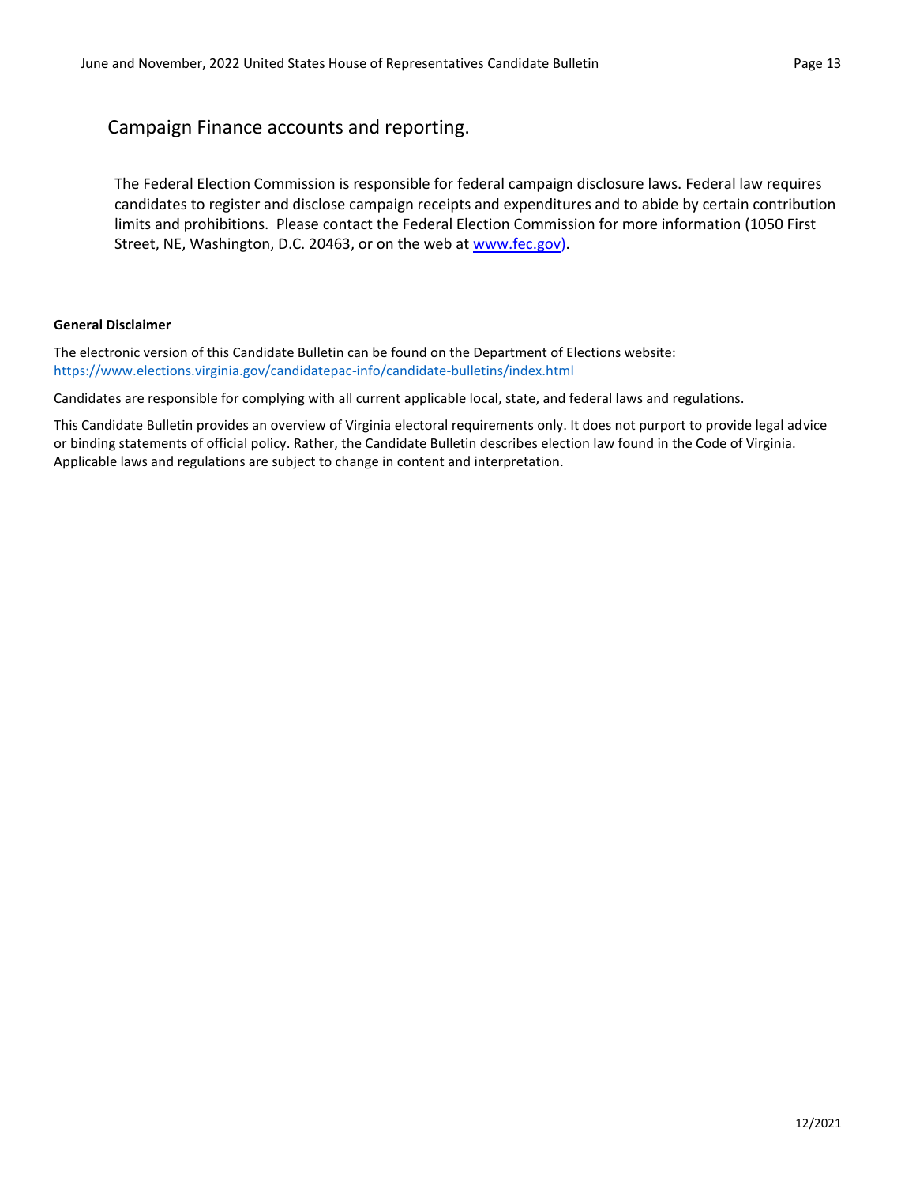## Campaign Finance accounts and reporting.

The Federal Election Commission is responsible for federal campaign disclosure laws. Federal law requires candidates to register and disclose campaign receipts and expenditures and to abide by certain contribution limits and prohibitions. Please contact the Federal Election Commission for more information (1050 First Street, NE, Washington, D.C. 20463, or on the web at www.fec.gov).

---

**General Disclaimer**

The electronic version of this Candidate Bulletin can be found on the Department of Elections website: https://www.elections.virginia.gov/candidatepac-info/candidate-bulletins/index.html

Candidates are responsible for complying with all current applicable local, state, and federal laws and regulations.

This Candidate Bulletin provides an overview of Virginia electoral requirements only. It does not purport to provide legal advice or binding statements of official policy. Rather, the Candidate Bulletin describes election law found in the Code of Virginia. Applicable laws and regulations are subject to change in content and interpretation.

12/2021